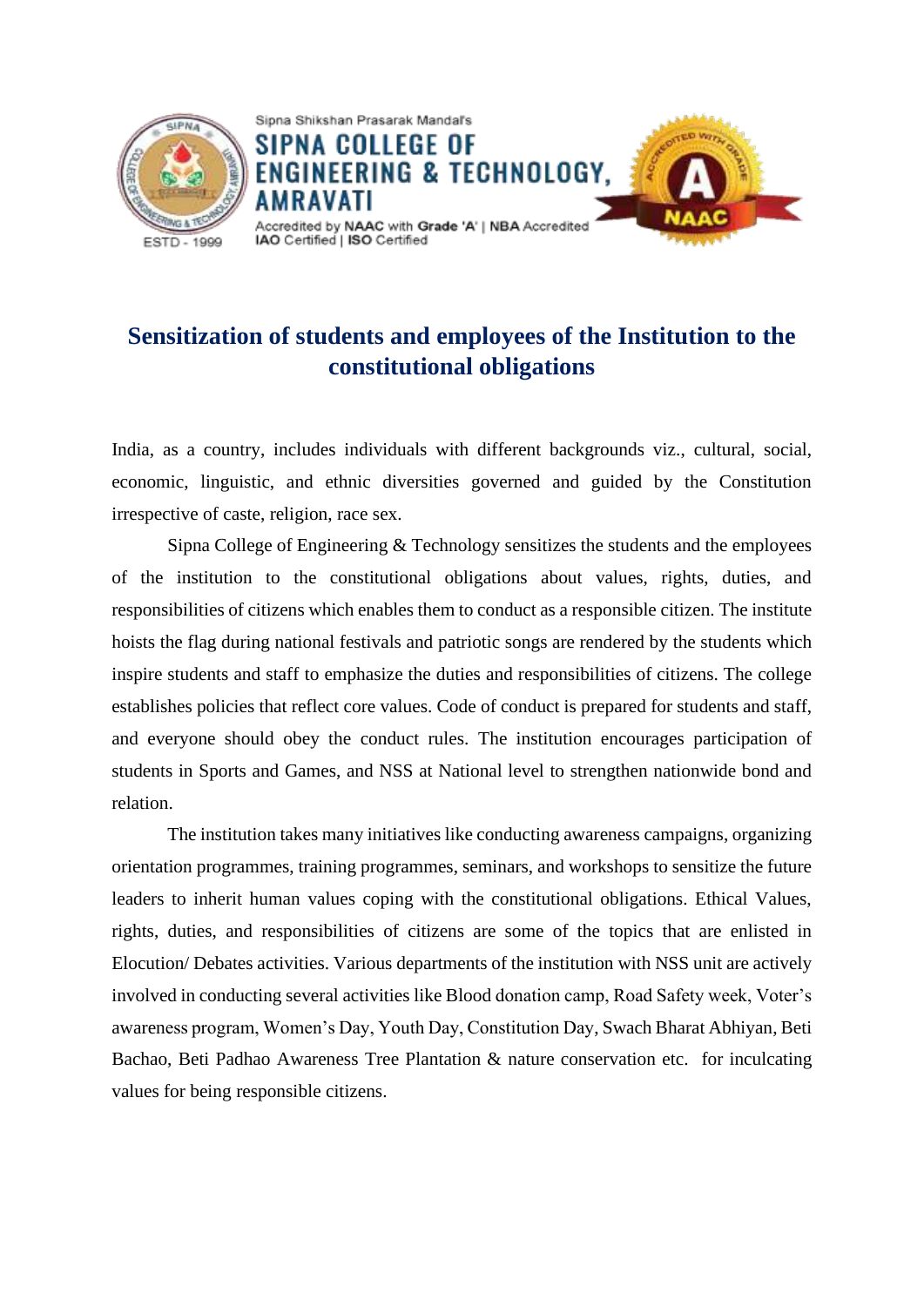Sipna Shikshan Prasarak Mandal's

**SIPNA COLLEGE OF ENGINEERING & TECHNOLOGY, AMRAVATI**

Accredited by **NAAC** with **Grade 'A'** | **NBA** Accredited
**IAO** Certified | **ISO** Certified

ESTD - 1999

# Sensitization of students and employees of the Institution to the constitutional obligations

India, as a country, includes individuals with different backgrounds viz., cultural, social, economic, linguistic, and ethnic diversities governed and guided by the Constitution irrespective of caste, religion, race sex.

Sipna College of Engineering & Technology sensitizes the students and the employees of the institution to the constitutional obligations about values, rights, duties, and responsibilities of citizens which enables them to conduct as a responsible citizen. The institute hoists the flag during national festivals and patriotic songs are rendered by the students which inspire students and staff to emphasize the duties and responsibilities of citizens. The college establishes policies that reflect core values. Code of conduct is prepared for students and staff, and everyone should obey the conduct rules. The institution encourages participation of students in Sports and Games, and NSS at National level to strengthen nationwide bond and relation.

The institution takes many initiatives like conducting awareness campaigns, organizing orientation programmes, training programmes, seminars, and workshops to sensitize the future leaders to inherit human values coping with the constitutional obligations. Ethical Values, rights, duties, and responsibilities of citizens are some of the topics that are enlisted in Elocution/ Debates activities. Various departments of the institution with NSS unit are actively involved in conducting several activities like Blood donation camp, Road Safety week, Voter's awareness program, Women's Day, Youth Day, Constitution Day, Swach Bharat Abhiyan, Beti Bachao, Beti Padhao Awareness Tree Plantation & nature conservation etc. for inculcating values for being responsible citizens.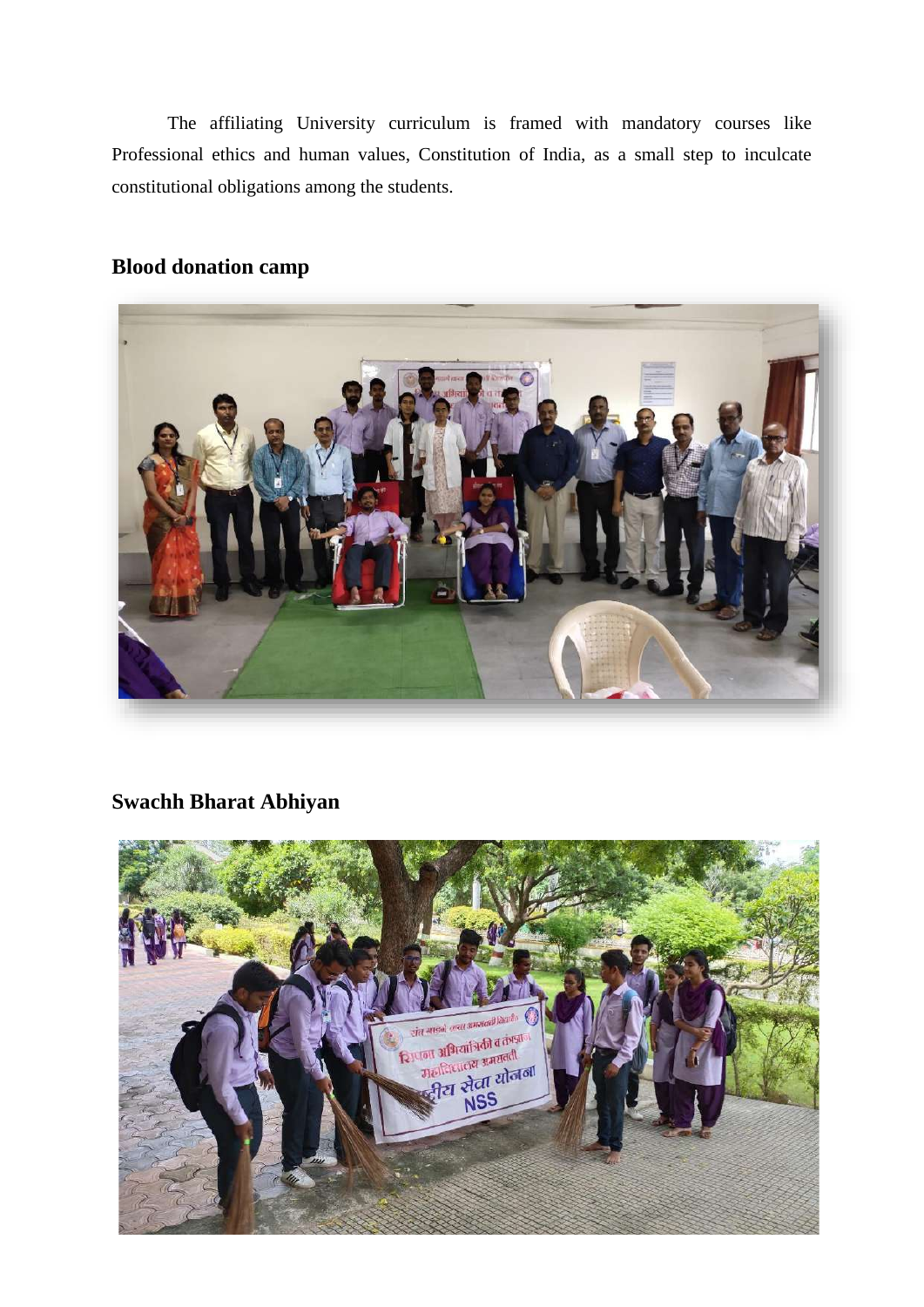The affiliating University curriculum is framed with mandatory courses like Professional ethics and human values, Constitution of India, as a small step to inculcate constitutional obligations among the students.

## Blood donation camp

## Swachh Bharat Abhiyan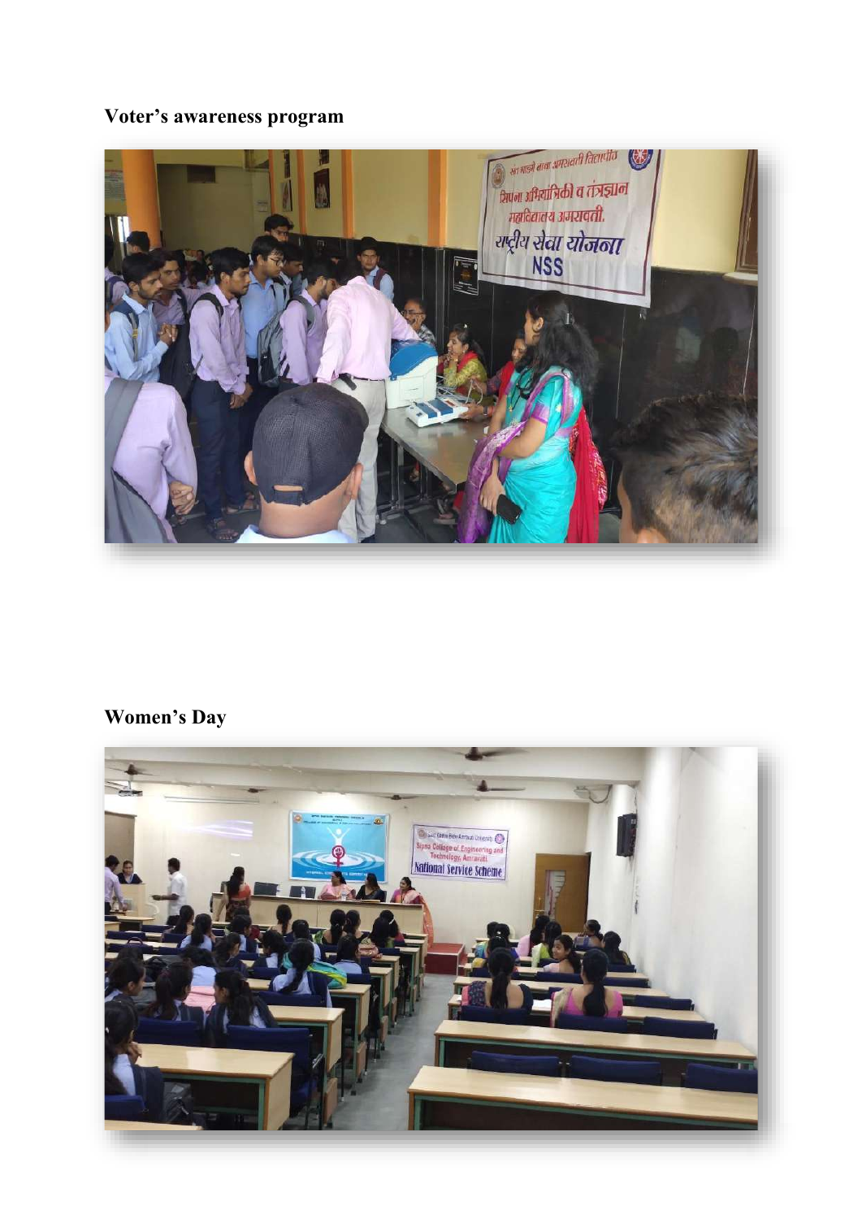**Voter's awareness program**

**Women's Day**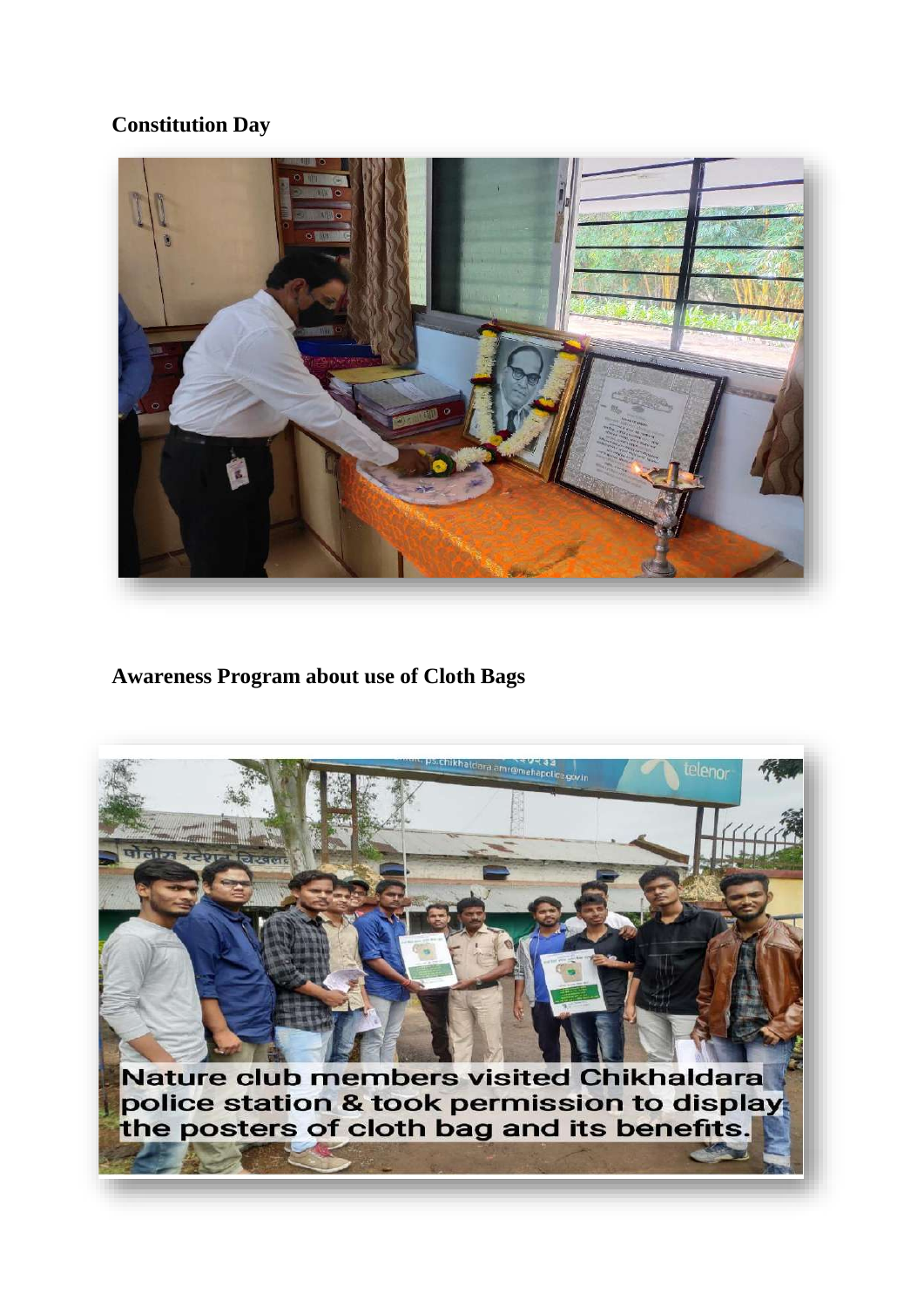## Constitution Day

## Awareness Program about use of Cloth Bags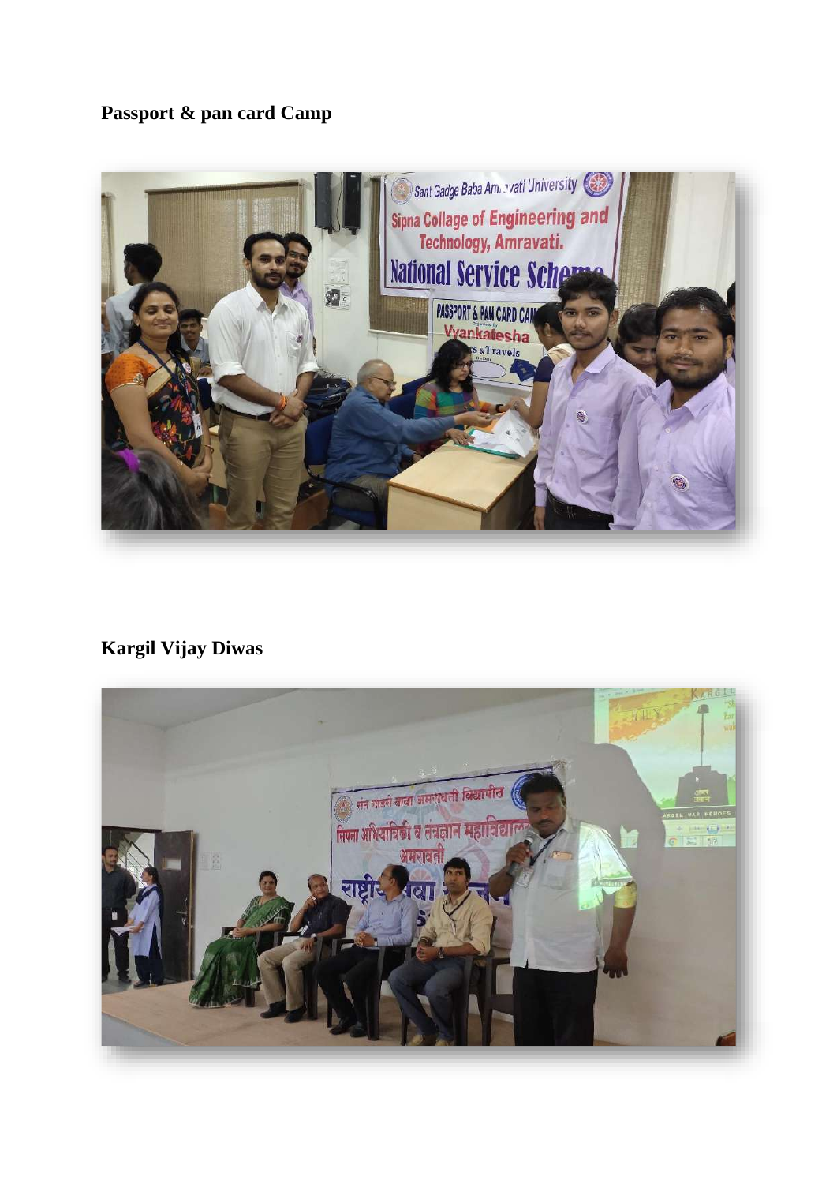**Passport & pan card Camp**

**Kargil Vijay Diwas**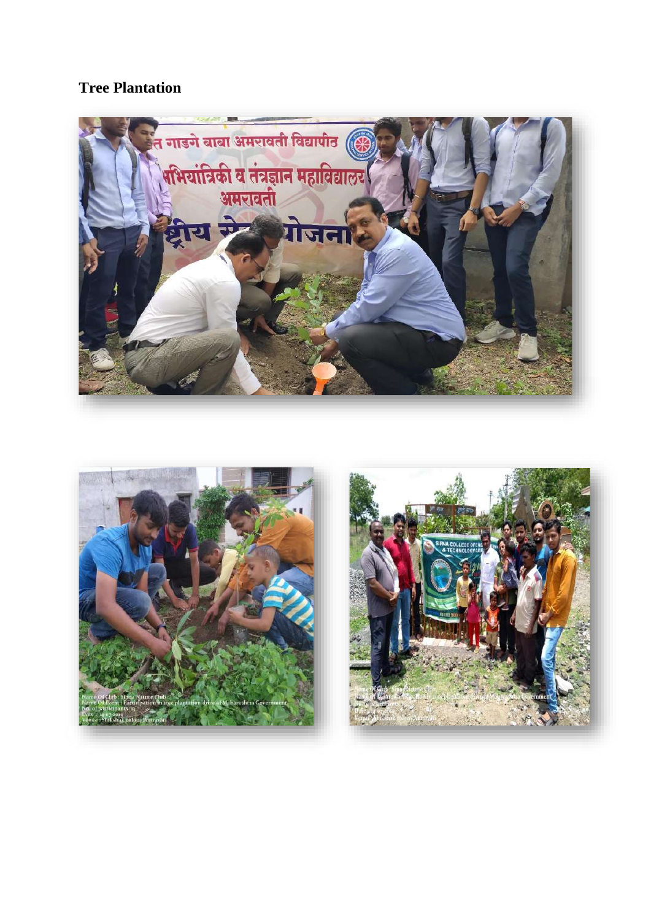## Tree Plantation